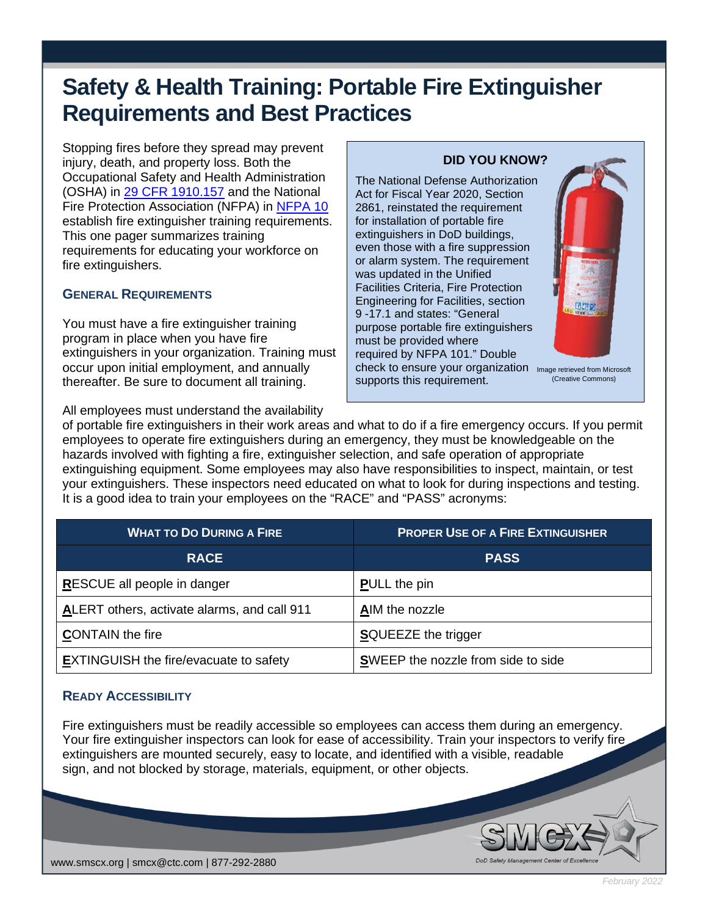# Safety & Health Training: Portable Fire Extinguisher Requirements and Best Practices

Stopping fires before they spread may prevent injury, death, and property loss. Both the Occupational Safety and Health Administration (OSHA) in [29 CFR 1910.157](#) and the National Fire Protection Association (NFPA) in [NFPA 10](#) establish fire extinguisher training requirements. This one pager summarizes training requirements for educating your workforce on fire extinguishers.

> **DID YOU KNOW?**
>
> The National Defense Authorization Act for Fiscal Year 2020, Section 2861, reinstated the requirement for installation of portable fire extinguishers in DoD buildings, even those with a fire suppression or alarm system. The requirement was updated in the Unified Facilities Criteria, Fire Protection Engineering for Facilities, section 9 -17.1 and states: "General purpose portable fire extinguishers must be provided where required by NFPA 101." Double check to ensure your organization supports this requirement.
>
> Image retrieved from Microsoft (Creative Commons)

## General Requirements

You must have a fire extinguisher training program in place when you have fire extinguishers in your organization. Training must occur upon initial employment, and annually thereafter. Be sure to document all training.

All employees must understand the availability of portable fire extinguishers in their work areas and what to do if a fire emergency occurs. If you permit employees to operate fire extinguishers during an emergency, they must be knowledgeable on the hazards involved with fighting a fire, extinguisher selection, and safe operation of appropriate extinguishing equipment. Some employees may also have responsibilities to inspect, maintain, or test your extinguishers. These inspectors need educated on what to look for during inspections and testing. It is a good idea to train your employees on the "RACE" and "PASS" acronyms:

| What to Do During a Fire | Proper Use of a Fire Extinguisher |
|---|---|
| **RACE** | **PASS** |
| **R**ESCUE all people in danger | **P**ULL the pin |
| **A**LERT others, activate alarms, and call 911 | **A**IM the nozzle |
| **C**ONTAIN the fire | **S**QUEEZE the trigger |
| **E**XTINGUISH the fire/evacuate to safety | **S**WEEP the nozzle from side to side |

## Ready Accessibility

Fire extinguishers must be readily accessible so employees can access them during an emergency. Your fire extinguisher inspectors can look for ease of accessibility. Train your inspectors to verify fire extinguishers are mounted securely, easy to locate, and identified with a visible, readable sign, and not blocked by storage, materials, equipment, or other objects.

www.smscx.org | smcx@ctc.com | 877-292-2880

DoD Safety Management Center of Excellence

February 2022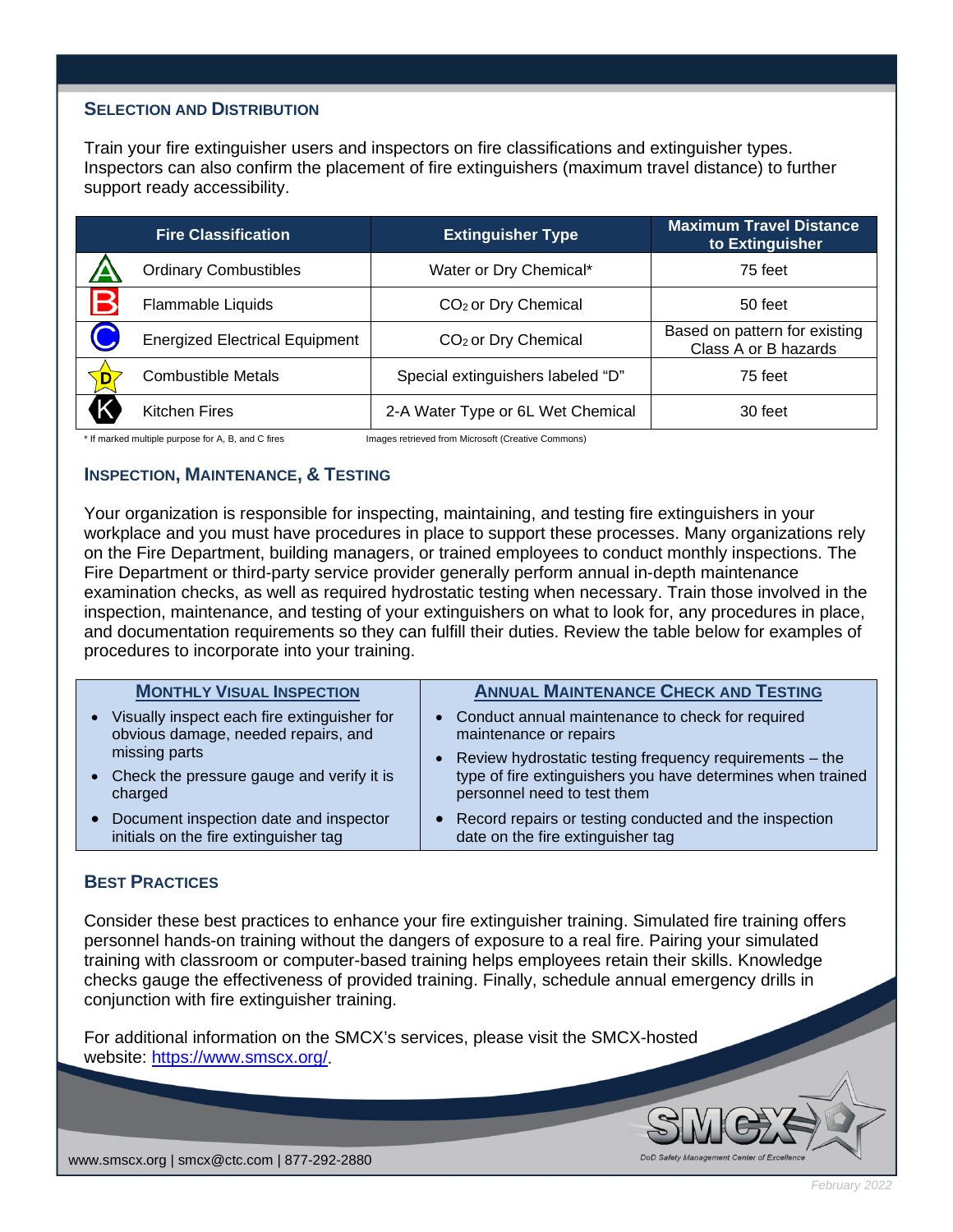### Selection and Distribution

Train your fire extinguisher users and inspectors on fire classifications and extinguisher types. Inspectors can also confirm the placement of fire extinguishers (maximum travel distance) to further support ready accessibility.

| Fire Classification | | Extinguisher Type | Maximum Travel Distance to Extinguisher |
|---|---|---|---|
| A | Ordinary Combustibles | Water or Dry Chemical* | 75 feet |
| B | Flammable Liquids | $CO_2$ or Dry Chemical | 50 feet |
| C | Energized Electrical Equipment | $CO_2$ or Dry Chemical | Based on pattern for existing Class A or B hazards |
| D | Combustible Metals | Special extinguishers labeled "D" | 75 feet |
| K | Kitchen Fires | 2-A Water Type or 6L Wet Chemical | 30 feet |

\* If marked multiple purpose for A, B, and C fires

Images retrieved from Microsoft (Creative Commons)

### Inspection, Maintenance, & Testing

Your organization is responsible for inspecting, maintaining, and testing fire extinguishers in your workplace and you must have procedures in place to support these processes. Many organizations rely on the Fire Department, building managers, or trained employees to conduct monthly inspections. The Fire Department or third-party service provider generally perform annual in-depth maintenance examination checks, as well as required hydrostatic testing when necessary. Train those involved in the inspection, maintenance, and testing of your extinguishers on what to look for, any procedures in place, and documentation requirements so they can fulfill their duties. Review the table below for examples of procedures to incorporate into your training.

| Monthly Visual Inspection | Annual Maintenance Check and Testing |
|---|---|
| • Visually inspect each fire extinguisher for obvious damage, needed repairs, and missing parts<br>• Check the pressure gauge and verify it is charged<br>• Document inspection date and inspector initials on the fire extinguisher tag | • Conduct annual maintenance to check for required maintenance or repairs<br>• Review hydrostatic testing frequency requirements – the type of fire extinguishers you have determines when trained personnel need to test them<br>• Record repairs or testing conducted and the inspection date on the fire extinguisher tag |

### Best Practices

Consider these best practices to enhance your fire extinguisher training. Simulated fire training offers personnel hands-on training without the dangers of exposure to a real fire. Pairing your simulated training with classroom or computer-based training helps employees retain their skills. Knowledge checks gauge the effectiveness of provided training. Finally, schedule annual emergency drills in conjunction with fire extinguisher training.

For additional information on the SMCX's services, please visit the SMCX-hosted website: [https://www.smscx.org/](https://www.smscx.org/).

www.smcx.org | smcx@ctc.com | 877-292-2880

SMCX DoD Safety Management Center of Excellence

February 2022